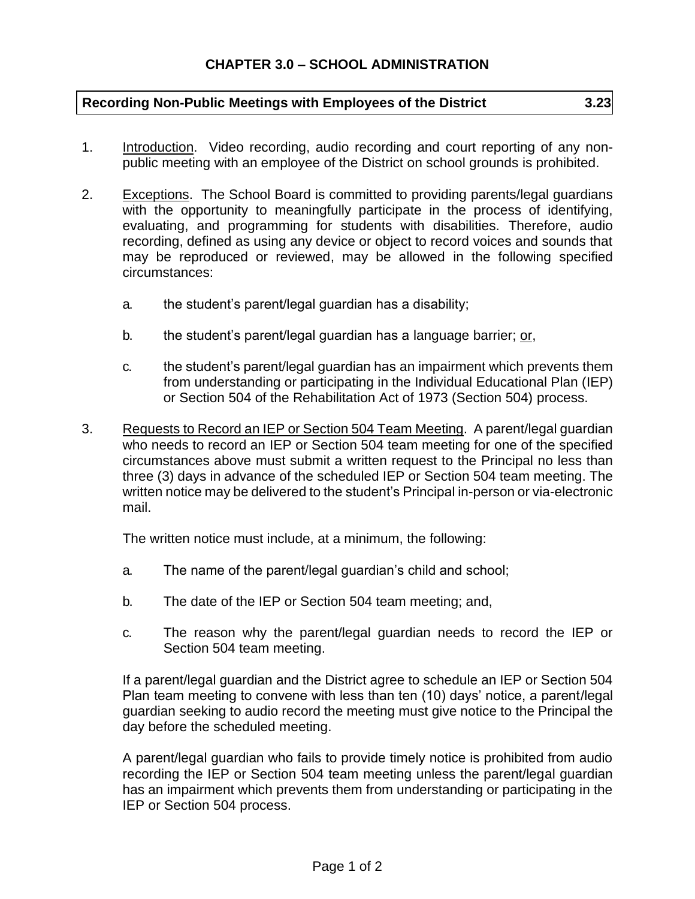# CHAPTER 3.0 – SCHOOL ADMINISTRATION

## Recording Non-Public Meetings with Employees of the District 3.23

1. Introduction. Video recording, audio recording and court reporting of any non-public meeting with an employee of the District on school grounds is prohibited.

2. Exceptions. The School Board is committed to providing parents/legal guardians with the opportunity to meaningfully participate in the process of identifying, evaluating, and programming for students with disabilities. Therefore, audio recording, defined as using any device or object to record voices and sounds that may be reproduced or reviewed, may be allowed in the following specified circumstances:

   a. the student's parent/legal guardian has a disability;

   b. the student's parent/legal guardian has a language barrier; or,

   c. the student's parent/legal guardian has an impairment which prevents them from understanding or participating in the Individual Educational Plan (IEP) or Section 504 of the Rehabilitation Act of 1973 (Section 504) process.

3. Requests to Record an IEP or Section 504 Team Meeting. A parent/legal guardian who needs to record an IEP or Section 504 team meeting for one of the specified circumstances above must submit a written request to the Principal no less than three (3) days in advance of the scheduled IEP or Section 504 team meeting. The written notice may be delivered to the student's Principal in-person or via-electronic mail.

   The written notice must include, at a minimum, the following:

   a. The name of the parent/legal guardian's child and school;

   b. The date of the IEP or Section 504 team meeting; and,

   c. The reason why the parent/legal guardian needs to record the IEP or Section 504 team meeting.

   If a parent/legal guardian and the District agree to schedule an IEP or Section 504 Plan team meeting to convene with less than ten (10) days' notice, a parent/legal guardian seeking to audio record the meeting must give notice to the Principal the day before the scheduled meeting.

   A parent/legal guardian who fails to provide timely notice is prohibited from audio recording the IEP or Section 504 team meeting unless the parent/legal guardian has an impairment which prevents them from understanding or participating in the IEP or Section 504 process.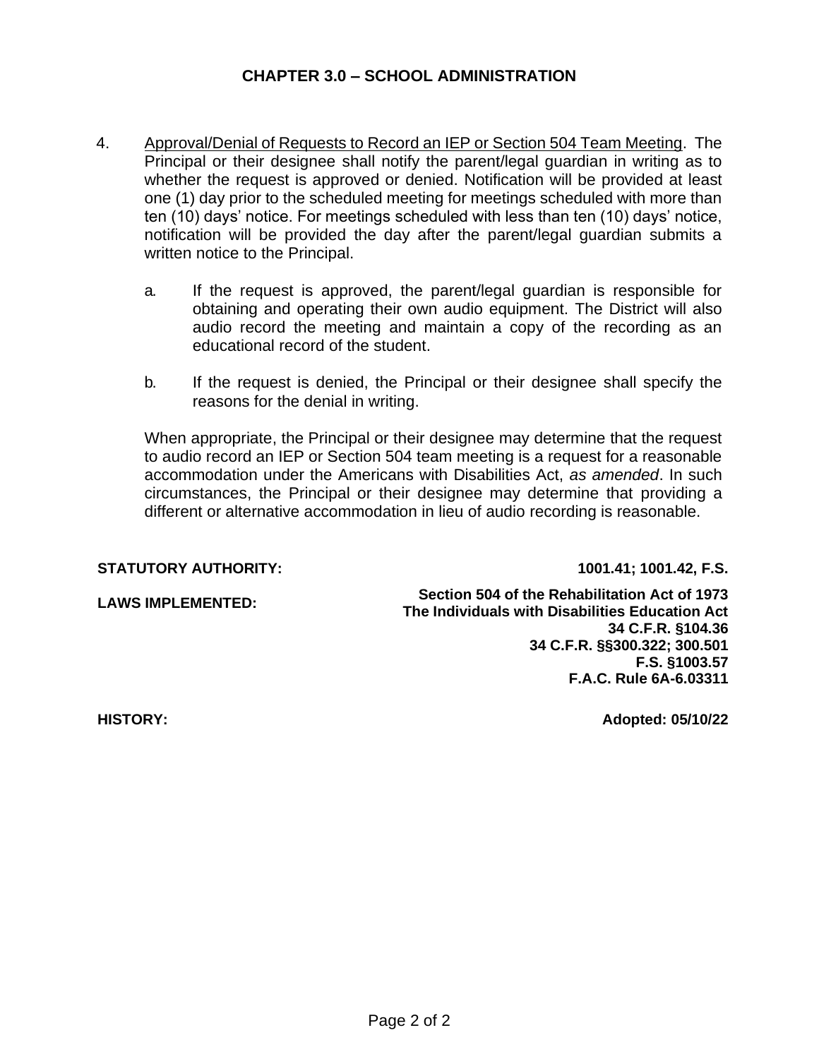4. Approval/Denial of Requests to Record an IEP or Section 504 Team Meeting. The Principal or their designee shall notify the parent/legal guardian in writing as to whether the request is approved or denied. Notification will be provided at least one (1) day prior to the scheduled meeting for meetings scheduled with more than ten (10) days' notice. For meetings scheduled with less than ten (10) days' notice, notification will be provided the day after the parent/legal guardian submits a written notice to the Principal.

   a. If the request is approved, the parent/legal guardian is responsible for obtaining and operating their own audio equipment. The District will also audio record the meeting and maintain a copy of the recording as an educational record of the student.

   b. If the request is denied, the Principal or their designee shall specify the reasons for the denial in writing.

   When appropriate, the Principal or their designee may determine that the request to audio record an IEP or Section 504 team meeting is a request for a reasonable accommodation under the Americans with Disabilities Act, *as amended*. In such circumstances, the Principal or their designee may determine that providing a different or alternative accommodation in lieu of audio recording is reasonable.

**STATUTORY AUTHORITY:** **1001.41; 1001.42, F.S.**

**LAWS IMPLEMENTED:**
**Section 504 of the Rehabilitation Act of 1973**
**The Individuals with Disabilities Education Act**
**34 C.F.R. §104.36**
**34 C.F.R. §§300.322; 300.501**
**F.S. §1003.57**
**F.A.C. Rule 6A-6.03311**

**HISTORY:** **Adopted: 05/10/22**